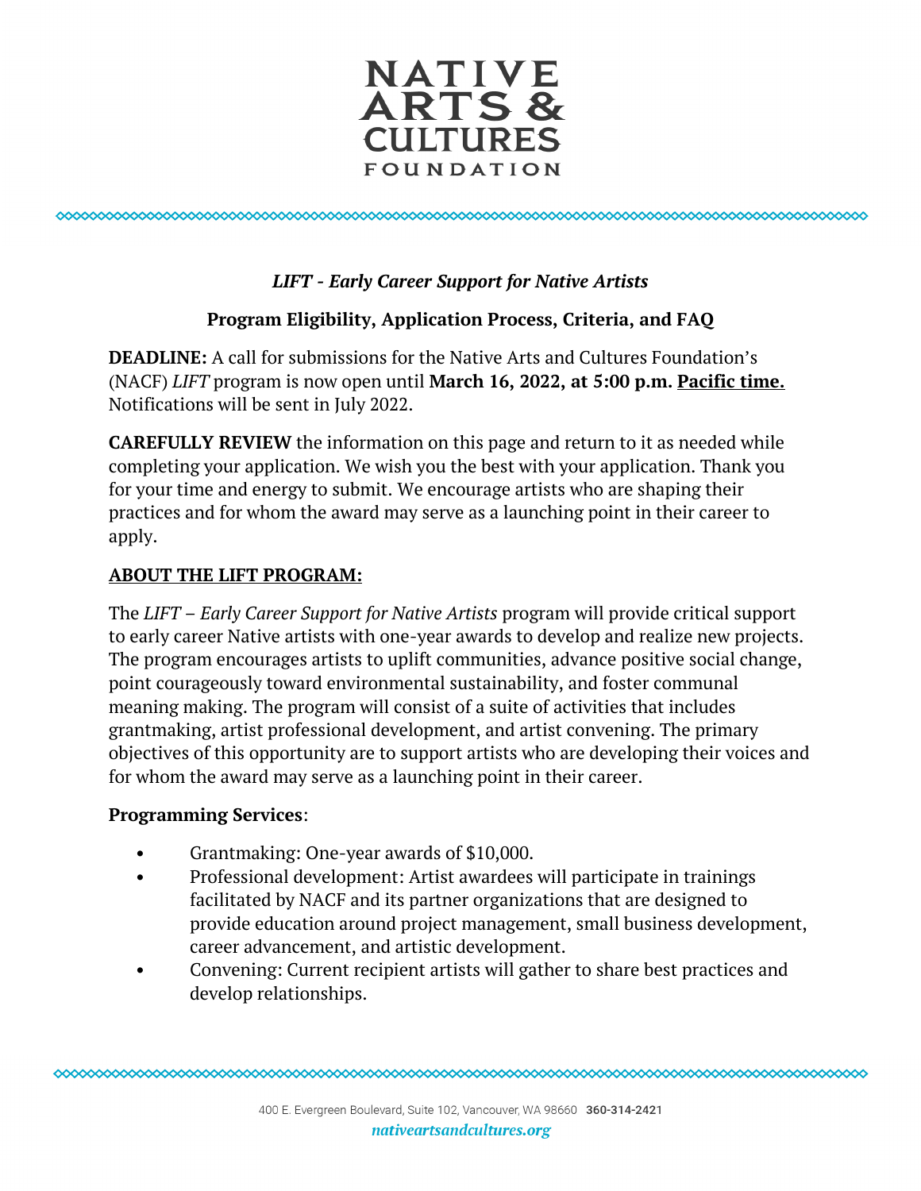NATIVE ARTS & CULTURES FOUNDATION

# *LIFT - Early Career Support for Native Artists*

## Program Eligibility, Application Process, Criteria, and FAQ

**DEADLINE:** A call for submissions for the Native Arts and Cultures Foundation's (NACF) *LIFT* program is now open until **March 16, 2022, at 5:00 p.m. Pacific time.** Notifications will be sent in July 2022.

**CAREFULLY REVIEW** the information on this page and return to it as needed while completing your application. We wish you the best with your application. Thank you for your time and energy to submit. We encourage artists who are shaping their practices and for whom the award may serve as a launching point in their career to apply.

### ABOUT THE LIFT PROGRAM:

The *LIFT – Early Career Support for Native Artists* program will provide critical support to early career Native artists with one-year awards to develop and realize new projects. The program encourages artists to uplift communities, advance positive social change, point courageously toward environmental sustainability, and foster communal meaning making. The program will consist of a suite of activities that includes grantmaking, artist professional development, and artist convening. The primary objectives of this opportunity are to support artists who are developing their voices and for whom the award may serve as a launching point in their career.

**Programming Services**:

- Grantmaking: One-year awards of $10,000.
- Professional development: Artist awardees will participate in trainings facilitated by NACF and its partner organizations that are designed to provide education around project management, small business development, career advancement, and artistic development.
- Convening: Current recipient artists will gather to share best practices and develop relationships.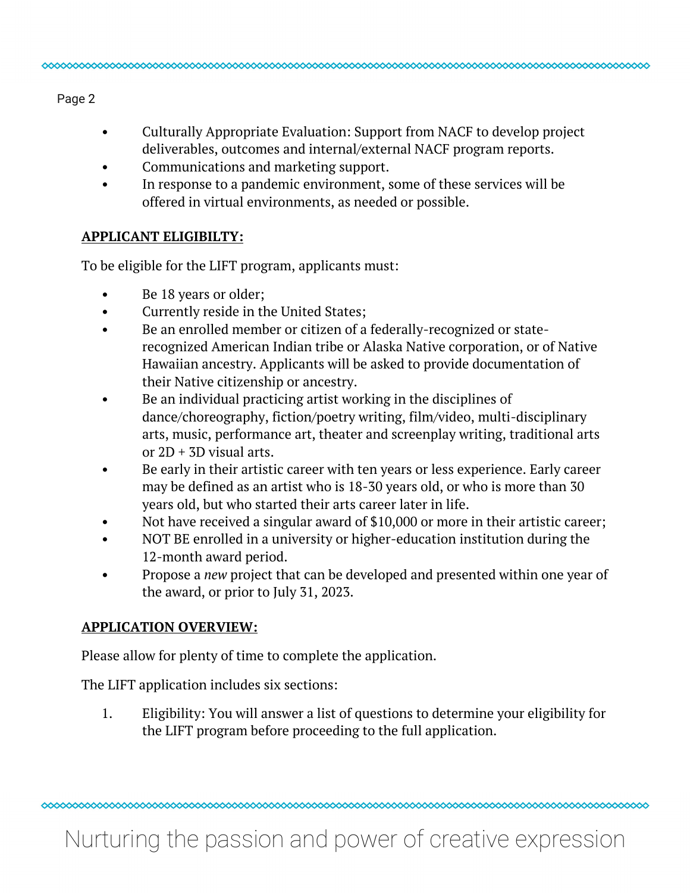- Culturally Appropriate Evaluation: Support from NACF to develop project deliverables, outcomes and internal/external NACF program reports.
- Communications and marketing support.
- In response to a pandemic environment, some of these services will be offered in virtual environments, as needed or possible.

**APPLICANT ELIGIBILTY:**

To be eligible for the LIFT program, applicants must:

- Be 18 years or older;
- Currently reside in the United States;
- Be an enrolled member or citizen of a federally-recognized or state-recognized American Indian tribe or Alaska Native corporation, or of Native Hawaiian ancestry. Applicants will be asked to provide documentation of their Native citizenship or ancestry.
- Be an individual practicing artist working in the disciplines of dance/choreography, fiction/poetry writing, film/video, multi-disciplinary arts, music, performance art, theater and screenplay writing, traditional arts or 2D + 3D visual arts.
- Be early in their artistic career with ten years or less experience. Early career may be defined as an artist who is 18-30 years old, or who is more than 30 years old, but who started their arts career later in life.
- Not have received a singular award of $10,000 or more in their artistic career;
- NOT BE enrolled in a university or higher-education institution during the 12-month award period.
- Propose a *new* project that can be developed and presented within one year of the award, or prior to July 31, 2023.

**APPLICATION OVERVIEW:**

Please allow for plenty of time to complete the application.

The LIFT application includes six sections:

1. Eligibility: You will answer a list of questions to determine your eligibility for the LIFT program before proceeding to the full application.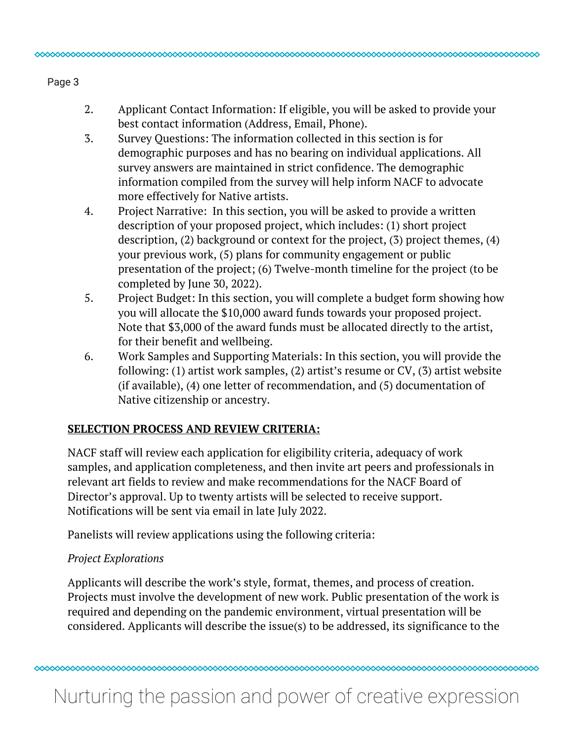2. Applicant Contact Information: If eligible, you will be asked to provide your best contact information (Address, Email, Phone).
3. Survey Questions: The information collected in this section is for demographic purposes and has no bearing on individual applications. All survey answers are maintained in strict confidence. The demographic information compiled from the survey will help inform NACF to advocate more effectively for Native artists.
4. Project Narrative: In this section, you will be asked to provide a written description of your proposed project, which includes: (1) short project description, (2) background or context for the project, (3) project themes, (4) your previous work, (5) plans for community engagement or public presentation of the project; (6) Twelve-month timeline for the project (to be completed by June 30, 2022).
5. Project Budget: In this section, you will complete a budget form showing how you will allocate the $10,000 award funds towards your proposed project. Note that $3,000 of the award funds must be allocated directly to the artist, for their benefit and wellbeing.
6. Work Samples and Supporting Materials: In this section, you will provide the following: (1) artist work samples, (2) artist's resume or CV, (3) artist website (if available), (4) one letter of recommendation, and (5) documentation of Native citizenship or ancestry.

**SELECTION PROCESS AND REVIEW CRITERIA:**

NACF staff will review each application for eligibility criteria, adequacy of work samples, and application completeness, and then invite art peers and professionals in relevant art fields to review and make recommendations for the NACF Board of Director's approval. Up to twenty artists will be selected to receive support. Notifications will be sent via email in late July 2022.

Panelists will review applications using the following criteria:

*Project Explorations*

Applicants will describe the work's style, format, themes, and process of creation. Projects must involve the development of new work. Public presentation of the work is required and depending on the pandemic environment, virtual presentation will be considered. Applicants will describe the issue(s) to be addressed, its significance to the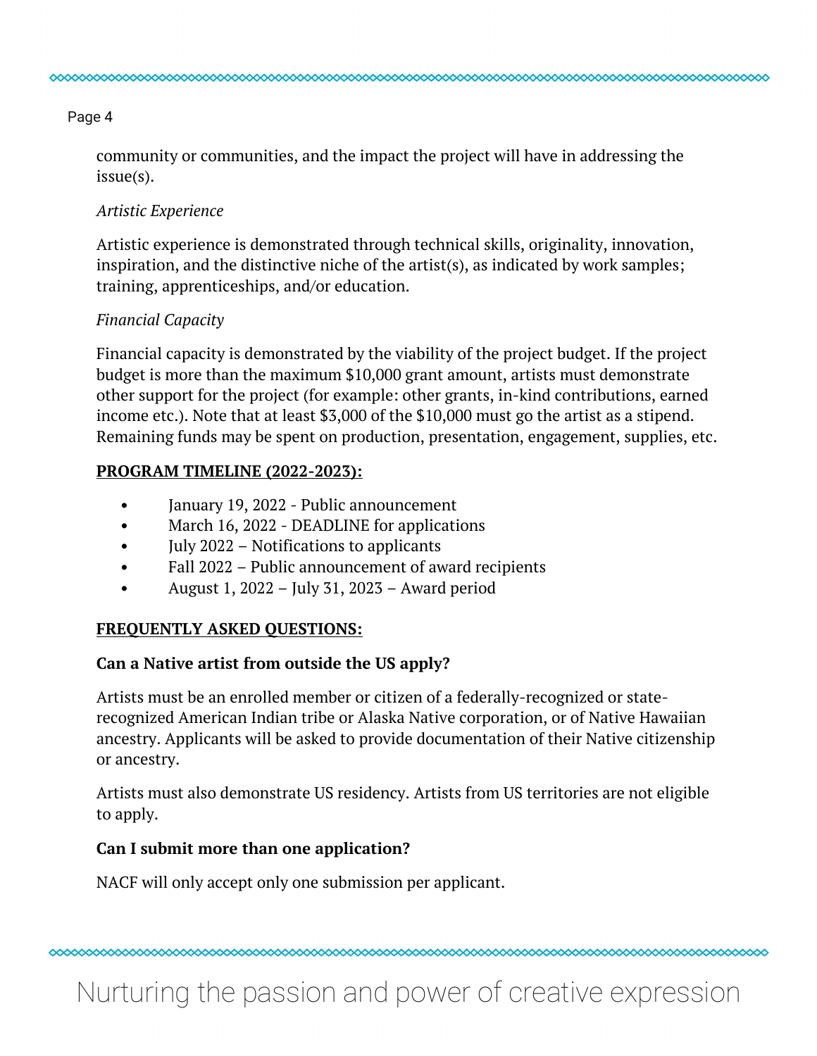community or communities, and the impact the project will have in addressing the issue(s).

*Artistic Experience*

Artistic experience is demonstrated through technical skills, originality, innovation, inspiration, and the distinctive niche of the artist(s), as indicated by work samples; training, apprenticeships, and/or education.

*Financial Capacity*

Financial capacity is demonstrated by the viability of the project budget. If the project budget is more than the maximum $10,000 grant amount, artists must demonstrate other support for the project (for example: other grants, in-kind contributions, earned income etc.). Note that at least $3,000 of the $10,000 must go the artist as a stipend. Remaining funds may be spent on production, presentation, engagement, supplies, etc.

**PROGRAM TIMELINE (2022-2023):**

- January 19, 2022 - Public announcement
- March 16, 2022 - DEADLINE for applications
- July 2022 – Notifications to applicants
- Fall 2022 – Public announcement of award recipients
- August 1, 2022 – July 31, 2023 – Award period

**FREQUENTLY ASKED QUESTIONS:**

**Can a Native artist from outside the US apply?**

Artists must be an enrolled member or citizen of a federally-recognized or state-recognized American Indian tribe or Alaska Native corporation, or of Native Hawaiian ancestry. Applicants will be asked to provide documentation of their Native citizenship or ancestry.

Artists must also demonstrate US residency. Artists from US territories are not eligible to apply.

**Can I submit more than one application?**

NACF will only accept only one submission per applicant.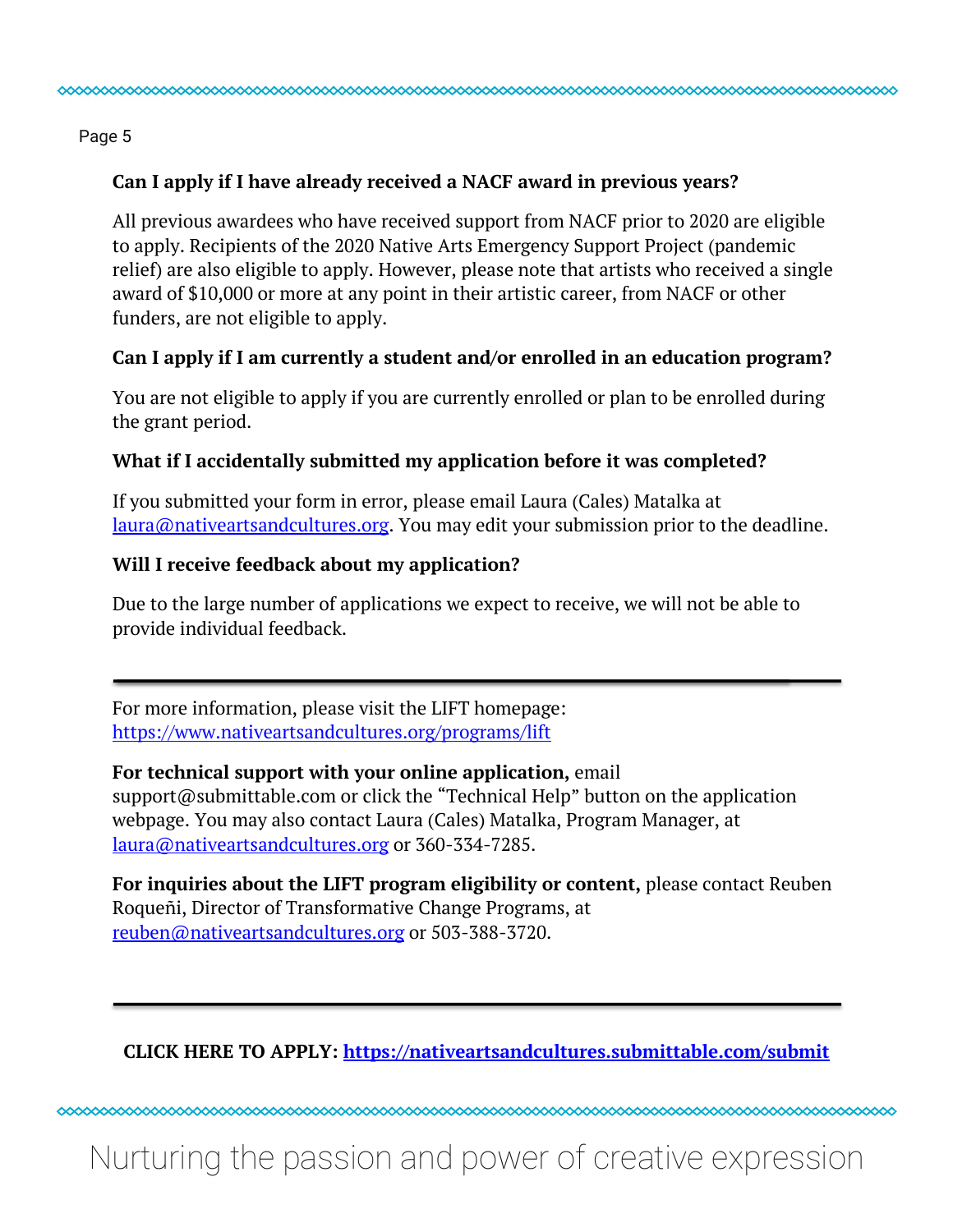**Can I apply if I have already received a NACF award in previous years?**

All previous awardees who have received support from NACF prior to 2020 are eligible to apply. Recipients of the 2020 Native Arts Emergency Support Project (pandemic relief) are also eligible to apply. However, please note that artists who received a single award of $10,000 or more at any point in their artistic career, from NACF or other funders, are not eligible to apply.

**Can I apply if I am currently a student and/or enrolled in an education program?**

You are not eligible to apply if you are currently enrolled or plan to be enrolled during the grant period.

**What if I accidentally submitted my application before it was completed?**

If you submitted your form in error, please email Laura (Cales) Matalka at laura@nativeartsandcultures.org. You may edit your submission prior to the deadline.

**Will I receive feedback about my application?**

Due to the large number of applications we expect to receive, we will not be able to provide individual feedback.

---

For more information, please visit the LIFT homepage: https://www.nativeartsandcultures.org/programs/lift

**For technical support with your online application,** email support@submittable.com or click the "Technical Help" button on the application webpage. You may also contact Laura (Cales) Matalka, Program Manager, at laura@nativeartsandcultures.org or 360-334-7285.

**For inquiries about the LIFT program eligibility or content,** please contact Reuben Roqueñi, Director of Transformative Change Programs, at reuben@nativeartsandcultures.org or 503-388-3720.

---

**CLICK HERE TO APPLY: https://nativeartsandcultures.submittable.com/submit**

Nurturing the passion and power of creative expression